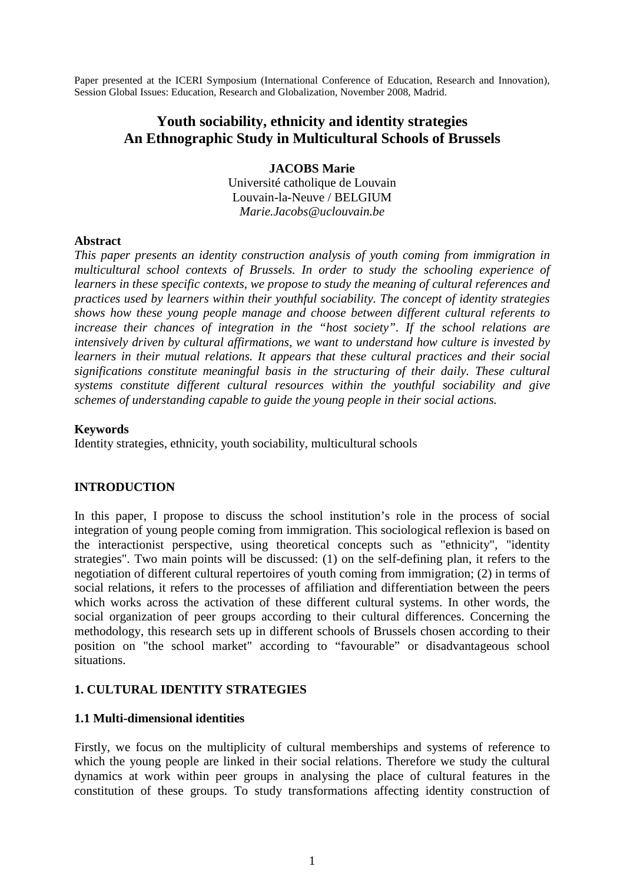Paper presented at the ICERI Symposium (International Conference of Education, Research and Innovation), Session Global Issues: Education, Research and Globalization, November 2008, Madrid.

# Youth sociability, ethnicity and identity strategies
# An Ethnographic Study in Multicultural Schools of Brussels

**JACOBS Marie**
Université catholique de Louvain
Louvain-la-Neuve / BELGIUM
*Marie.Jacobs@uclouvain.be*

**Abstract**

*This paper presents an identity construction analysis of youth coming from immigration in multicultural school contexts of Brussels. In order to study the schooling experience of learners in these specific contexts, we propose to study the meaning of cultural references and practices used by learners within their youthful sociability. The concept of identity strategies shows how these young people manage and choose between different cultural referents to increase their chances of integration in the "host society". If the school relations are intensively driven by cultural affirmations, we want to understand how culture is invested by learners in their mutual relations. It appears that these cultural practices and their social significations constitute meaningful basis in the structuring of their daily. These cultural systems constitute different cultural resources within the youthful sociability and give schemes of understanding capable to guide the young people in their social actions.*

**Keywords**

Identity strategies, ethnicity, youth sociability, multicultural schools

## INTRODUCTION

In this paper, I propose to discuss the school institution's role in the process of social integration of young people coming from immigration. This sociological reflexion is based on the interactionist perspective, using theoretical concepts such as "ethnicity", "identity strategies". Two main points will be discussed: (1) on the self-defining plan, it refers to the negotiation of different cultural repertoires of youth coming from immigration; (2) in terms of social relations, it refers to the processes of affiliation and differentiation between the peers which works across the activation of these different cultural systems. In other words, the social organization of peer groups according to their cultural differences. Concerning the methodology, this research sets up in different schools of Brussels chosen according to their position on "the school market" according to "favourable" or disadvantageous school situations.

## 1. CULTURAL IDENTITY STRATEGIES

### 1.1 Multi-dimensional identities

Firstly, we focus on the multiplicity of cultural memberships and systems of reference to which the young people are linked in their social relations. Therefore we study the cultural dynamics at work within peer groups in analysing the place of cultural features in the constitution of these groups. To study transformations affecting identity construction of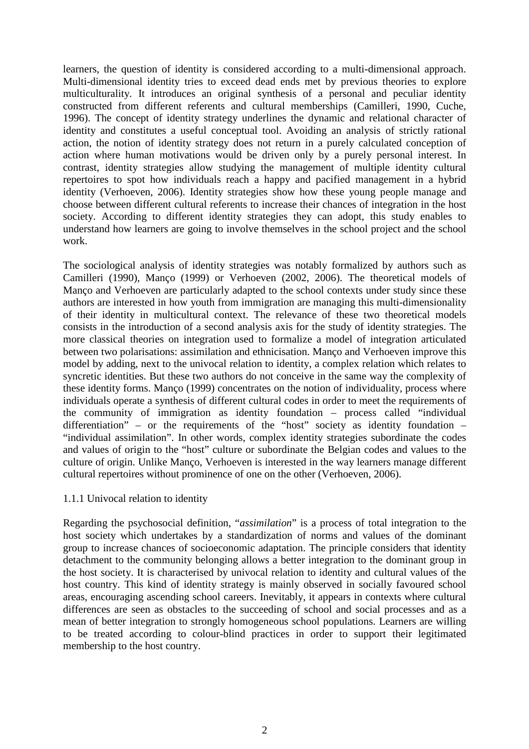learners, the question of identity is considered according to a multi-dimensional approach. Multi-dimensional identity tries to exceed dead ends met by previous theories to explore multiculturality. It introduces an original synthesis of a personal and peculiar identity constructed from different referents and cultural memberships (Camilleri, 1990, Cuche, 1996). The concept of identity strategy underlines the dynamic and relational character of identity and constitutes a useful conceptual tool. Avoiding an analysis of strictly rational action, the notion of identity strategy does not return in a purely calculated conception of action where human motivations would be driven only by a purely personal interest. In contrast, identity strategies allow studying the management of multiple identity cultural repertoires to spot how individuals reach a happy and pacified management in a hybrid identity (Verhoeven, 2006). Identity strategies show how these young people manage and choose between different cultural referents to increase their chances of integration in the host society. According to different identity strategies they can adopt, this study enables to understand how learners are going to involve themselves in the school project and the school work.

The sociological analysis of identity strategies was notably formalized by authors such as Camilleri (1990), Manço (1999) or Verhoeven (2002, 2006). The theoretical models of Manço and Verhoeven are particularly adapted to the school contexts under study since these authors are interested in how youth from immigration are managing this multi-dimensionality of their identity in multicultural context. The relevance of these two theoretical models consists in the introduction of a second analysis axis for the study of identity strategies. The more classical theories on integration used to formalize a model of integration articulated between two polarisations: assimilation and ethnicisation. Manço and Verhoeven improve this model by adding, next to the univocal relation to identity, a complex relation which relates to syncretic identities. But these two authors do not conceive in the same way the complexity of these identity forms. Manço (1999) concentrates on the notion of individuality, process where individuals operate a synthesis of different cultural codes in order to meet the requirements of the community of immigration as identity foundation – process called "individual differentiation" – or the requirements of the "host" society as identity foundation – "individual assimilation". In other words, complex identity strategies subordinate the codes and values of origin to the "host" culture or subordinate the Belgian codes and values to the culture of origin. Unlike Manço, Verhoeven is interested in the way learners manage different cultural repertoires without prominence of one on the other (Verhoeven, 2006).

### 1.1.1 Univocal relation to identity

Regarding the psychosocial definition, "*assimilation*" is a process of total integration to the host society which undertakes by a standardization of norms and values of the dominant group to increase chances of socioeconomic adaptation. The principle considers that identity detachment to the community belonging allows a better integration to the dominant group in the host society. It is characterised by univocal relation to identity and cultural values of the host country. This kind of identity strategy is mainly observed in socially favoured school areas, encouraging ascending school careers. Inevitably, it appears in contexts where cultural differences are seen as obstacles to the succeeding of school and social processes and as a mean of better integration to strongly homogeneous school populations. Learners are willing to be treated according to colour-blind practices in order to support their legitimated membership to the host country.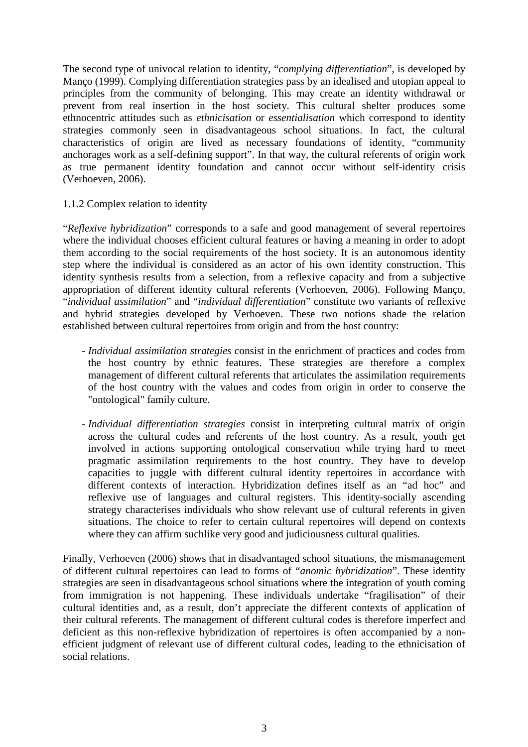The second type of univocal relation to identity, "*complying differentiation*", is developed by Manço (1999). Complying differentiation strategies pass by an idealised and utopian appeal to principles from the community of belonging. This may create an identity withdrawal or prevent from real insertion in the host society. This cultural shelter produces some ethnocentric attitudes such as *ethnicisation* or *essentialisation* which correspond to identity strategies commonly seen in disadvantageous school situations. In fact, the cultural characteristics of origin are lived as necessary foundations of identity, "community anchorages work as a self-defining support". In that way, the cultural referents of origin work as true permanent identity foundation and cannot occur without self-identity crisis (Verhoeven, 2006).

### 1.1.2 Complex relation to identity

"*Reflexive hybridization*" corresponds to a safe and good management of several repertoires where the individual chooses efficient cultural features or having a meaning in order to adopt them according to the social requirements of the host society. It is an autonomous identity step where the individual is considered as an actor of his own identity construction. This identity synthesis results from a selection, from a reflexive capacity and from a subjective appropriation of different identity cultural referents (Verhoeven, 2006). Following Manço, "*individual assimilation*" and "*individual differentiation*" constitute two variants of reflexive and hybrid strategies developed by Verhoeven. These two notions shade the relation established between cultural repertoires from origin and from the host country:

- *Individual assimilation strategies* consist in the enrichment of practices and codes from the host country by ethnic features. These strategies are therefore a complex management of different cultural referents that articulates the assimilation requirements of the host country with the values and codes from origin in order to conserve the "ontological" family culture.

- *Individual differentiation strategies* consist in interpreting cultural matrix of origin across the cultural codes and referents of the host country. As a result, youth get involved in actions supporting ontological conservation while trying hard to meet pragmatic assimilation requirements to the host country. They have to develop capacities to juggle with different cultural identity repertoires in accordance with different contexts of interaction. Hybridization defines itself as an "ad hoc" and reflexive use of languages and cultural registers. This identity-socially ascending strategy characterises individuals who show relevant use of cultural referents in given situations. The choice to refer to certain cultural repertoires will depend on contexts where they can affirm suchlike very good and judiciousness cultural qualities.

Finally, Verhoeven (2006) shows that in disadvantaged school situations, the mismanagement of different cultural repertoires can lead to forms of "*anomic hybridization*". These identity strategies are seen in disadvantageous school situations where the integration of youth coming from immigration is not happening. These individuals undertake "fragilisation" of their cultural identities and, as a result, don't appreciate the different contexts of application of their cultural referents. The management of different cultural codes is therefore imperfect and deficient as this non-reflexive hybridization of repertoires is often accompanied by a non-efficient judgment of relevant use of different cultural codes, leading to the ethnicisation of social relations.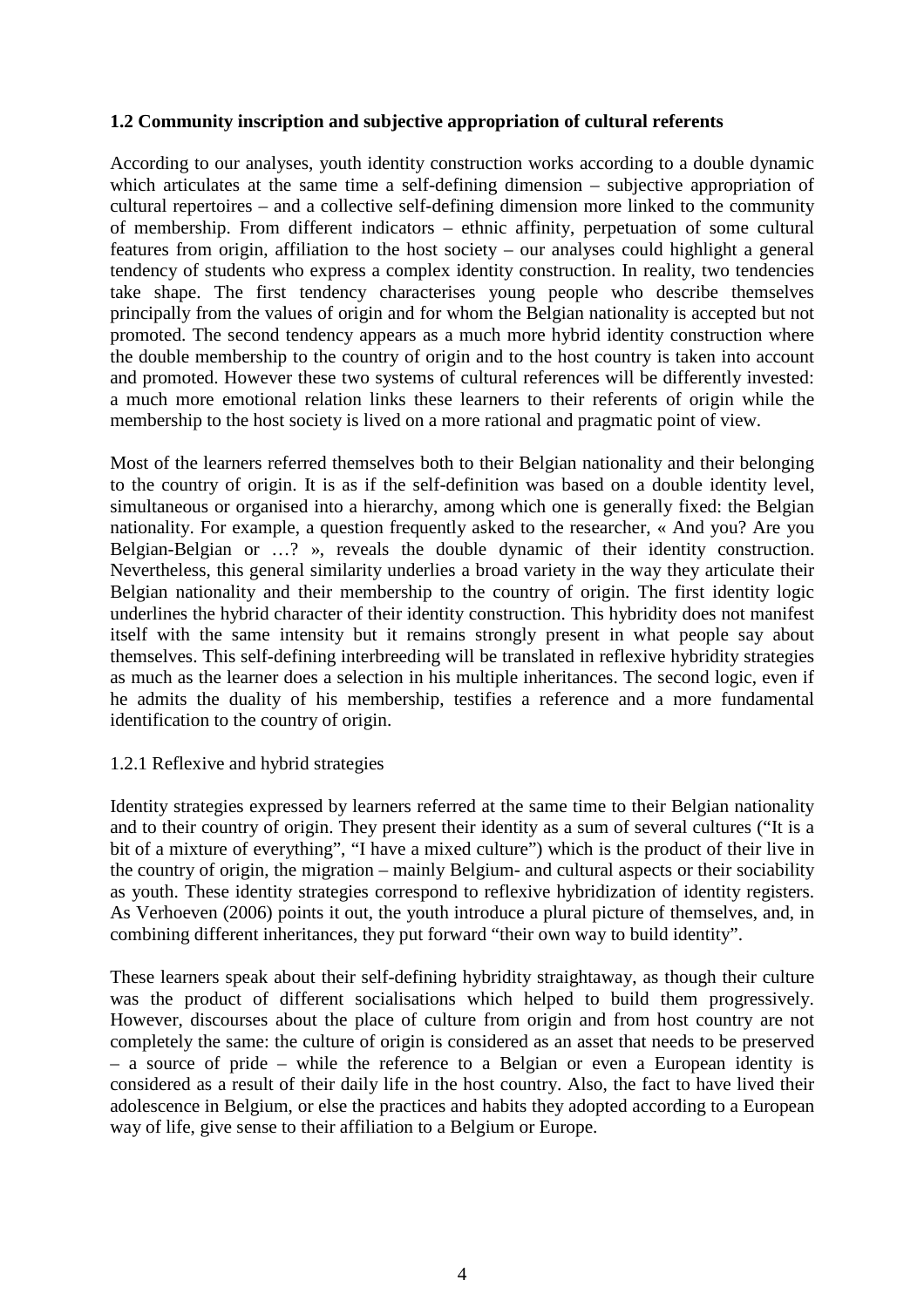**1.2 Community inscription and subjective appropriation of cultural referents**

According to our analyses, youth identity construction works according to a double dynamic which articulates at the same time a self-defining dimension – subjective appropriation of cultural repertoires – and a collective self-defining dimension more linked to the community of membership. From different indicators – ethnic affinity, perpetuation of some cultural features from origin, affiliation to the host society – our analyses could highlight a general tendency of students who express a complex identity construction. In reality, two tendencies take shape. The first tendency characterises young people who describe themselves principally from the values of origin and for whom the Belgian nationality is accepted but not promoted. The second tendency appears as a much more hybrid identity construction where the double membership to the country of origin and to the host country is taken into account and promoted. However these two systems of cultural references will be differently invested: a much more emotional relation links these learners to their referents of origin while the membership to the host society is lived on a more rational and pragmatic point of view.

Most of the learners referred themselves both to their Belgian nationality and their belonging to the country of origin. It is as if the self-definition was based on a double identity level, simultaneous or organised into a hierarchy, among which one is generally fixed: the Belgian nationality. For example, a question frequently asked to the researcher, « And you? Are you Belgian-Belgian or …? », reveals the double dynamic of their identity construction. Nevertheless, this general similarity underlies a broad variety in the way they articulate their Belgian nationality and their membership to the country of origin. The first identity logic underlines the hybrid character of their identity construction. This hybridity does not manifest itself with the same intensity but it remains strongly present in what people say about themselves. This self-defining interbreeding will be translated in reflexive hybridity strategies as much as the learner does a selection in his multiple inheritances. The second logic, even if he admits the duality of his membership, testifies a reference and a more fundamental identification to the country of origin.

1.2.1 Reflexive and hybrid strategies

Identity strategies expressed by learners referred at the same time to their Belgian nationality and to their country of origin. They present their identity as a sum of several cultures ("It is a bit of a mixture of everything", "I have a mixed culture") which is the product of their live in the country of origin, the migration – mainly Belgium- and cultural aspects or their sociability as youth. These identity strategies correspond to reflexive hybridization of identity registers. As Verhoeven (2006) points it out, the youth introduce a plural picture of themselves, and, in combining different inheritances, they put forward "their own way to build identity".

These learners speak about their self-defining hybridity straightaway, as though their culture was the product of different socialisations which helped to build them progressively. However, discourses about the place of culture from origin and from host country are not completely the same: the culture of origin is considered as an asset that needs to be preserved – a source of pride – while the reference to a Belgian or even a European identity is considered as a result of their daily life in the host country. Also, the fact to have lived their adolescence in Belgium, or else the practices and habits they adopted according to a European way of life, give sense to their affiliation to a Belgium or Europe.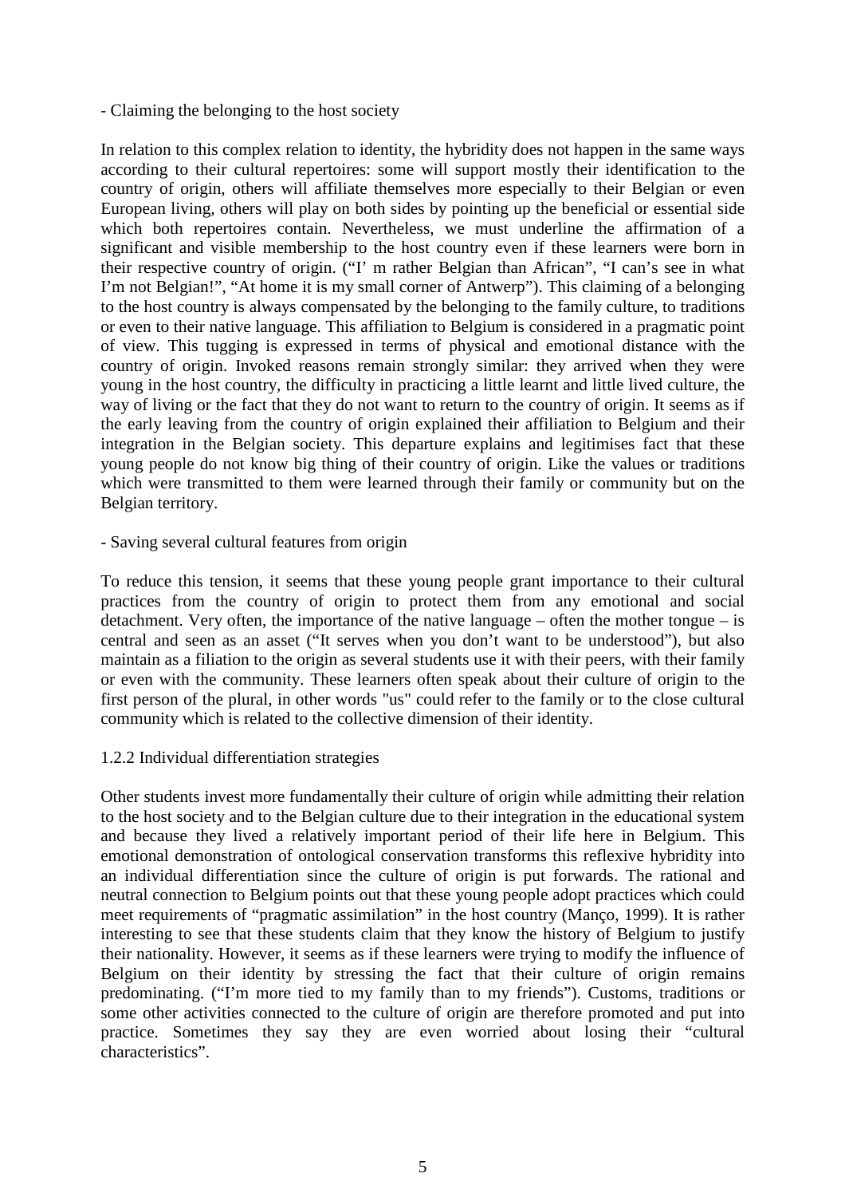- Claiming the belonging to the host society

In relation to this complex relation to identity, the hybridity does not happen in the same ways according to their cultural repertoires: some will support mostly their identification to the country of origin, others will affiliate themselves more especially to their Belgian or even European living, others will play on both sides by pointing up the beneficial or essential side which both repertoires contain. Nevertheless, we must underline the affirmation of a significant and visible membership to the host country even if these learners were born in their respective country of origin. ("I' m rather Belgian than African", "I can's see in what I'm not Belgian!", "At home it is my small corner of Antwerp"). This claiming of a belonging to the host country is always compensated by the belonging to the family culture, to traditions or even to their native language. This affiliation to Belgium is considered in a pragmatic point of view. This tugging is expressed in terms of physical and emotional distance with the country of origin. Invoked reasons remain strongly similar: they arrived when they were young in the host country, the difficulty in practicing a little learnt and little lived culture, the way of living or the fact that they do not want to return to the country of origin. It seems as if the early leaving from the country of origin explained their affiliation to Belgium and their integration in the Belgian society. This departure explains and legitimises fact that these young people do not know big thing of their country of origin. Like the values or traditions which were transmitted to them were learned through their family or community but on the Belgian territory.

- Saving several cultural features from origin

To reduce this tension, it seems that these young people grant importance to their cultural practices from the country of origin to protect them from any emotional and social detachment. Very often, the importance of the native language – often the mother tongue – is central and seen as an asset ("It serves when you don't want to be understood"), but also maintain as a filiation to the origin as several students use it with their peers, with their family or even with the community. These learners often speak about their culture of origin to the first person of the plural, in other words "us" could refer to the family or to the close cultural community which is related to the collective dimension of their identity.

### 1.2.2 Individual differentiation strategies

Other students invest more fundamentally their culture of origin while admitting their relation to the host society and to the Belgian culture due to their integration in the educational system and because they lived a relatively important period of their life here in Belgium. This emotional demonstration of ontological conservation transforms this reflexive hybridity into an individual differentiation since the culture of origin is put forwards. The rational and neutral connection to Belgium points out that these young people adopt practices which could meet requirements of "pragmatic assimilation" in the host country (Manço, 1999). It is rather interesting to see that these students claim that they know the history of Belgium to justify their nationality. However, it seems as if these learners were trying to modify the influence of Belgium on their identity by stressing the fact that their culture of origin remains predominating. ("I'm more tied to my family than to my friends"). Customs, traditions or some other activities connected to the culture of origin are therefore promoted and put into practice. Sometimes they say they are even worried about losing their "cultural characteristics".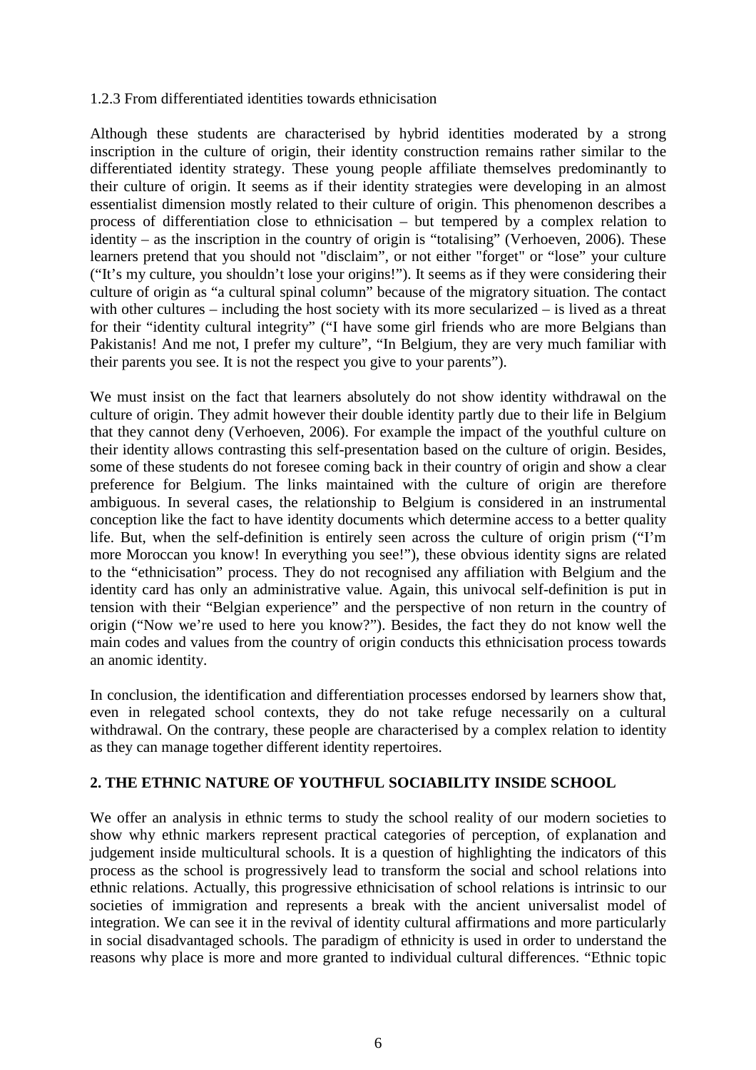### 1.2.3 From differentiated identities towards ethnicisation

Although these students are characterised by hybrid identities moderated by a strong inscription in the culture of origin, their identity construction remains rather similar to the differentiated identity strategy. These young people affiliate themselves predominantly to their culture of origin. It seems as if their identity strategies were developing in an almost essentialist dimension mostly related to their culture of origin. This phenomenon describes a process of differentiation close to ethnicisation – but tempered by a complex relation to identity – as the inscription in the country of origin is "totalising" (Verhoeven, 2006). These learners pretend that you should not "disclaim", or not either "forget" or "lose" your culture ("It's my culture, you shouldn't lose your origins!"). It seems as if they were considering their culture of origin as "a cultural spinal column" because of the migratory situation. The contact with other cultures – including the host society with its more secularized – is lived as a threat for their "identity cultural integrity" ("I have some girl friends who are more Belgians than Pakistanis! And me not, I prefer my culture", "In Belgium, they are very much familiar with their parents you see. It is not the respect you give to your parents").

We must insist on the fact that learners absolutely do not show identity withdrawal on the culture of origin. They admit however their double identity partly due to their life in Belgium that they cannot deny (Verhoeven, 2006). For example the impact of the youthful culture on their identity allows contrasting this self-presentation based on the culture of origin. Besides, some of these students do not foresee coming back in their country of origin and show a clear preference for Belgium. The links maintained with the culture of origin are therefore ambiguous. In several cases, the relationship to Belgium is considered in an instrumental conception like the fact to have identity documents which determine access to a better quality life. But, when the self-definition is entirely seen across the culture of origin prism ("I'm more Moroccan you know! In everything you see!"), these obvious identity signs are related to the "ethnicisation" process. They do not recognised any affiliation with Belgium and the identity card has only an administrative value. Again, this univocal self-definition is put in tension with their "Belgian experience" and the perspective of non return in the country of origin ("Now we're used to here you know?"). Besides, the fact they do not know well the main codes and values from the country of origin conducts this ethnicisation process towards an anomic identity.

In conclusion, the identification and differentiation processes endorsed by learners show that, even in relegated school contexts, they do not take refuge necessarily on a cultural withdrawal. On the contrary, these people are characterised by a complex relation to identity as they can manage together different identity repertoires.

## 2. THE ETHNIC NATURE OF YOUTHFUL SOCIABILITY INSIDE SCHOOL

We offer an analysis in ethnic terms to study the school reality of our modern societies to show why ethnic markers represent practical categories of perception, of explanation and judgement inside multicultural schools. It is a question of highlighting the indicators of this process as the school is progressively lead to transform the social and school relations into ethnic relations. Actually, this progressive ethnicisation of school relations is intrinsic to our societies of immigration and represents a break with the ancient universalist model of integration. We can see it in the revival of identity cultural affirmations and more particularly in social disadvantaged schools. The paradigm of ethnicity is used in order to understand the reasons why place is more and more granted to individual cultural differences. "Ethnic topic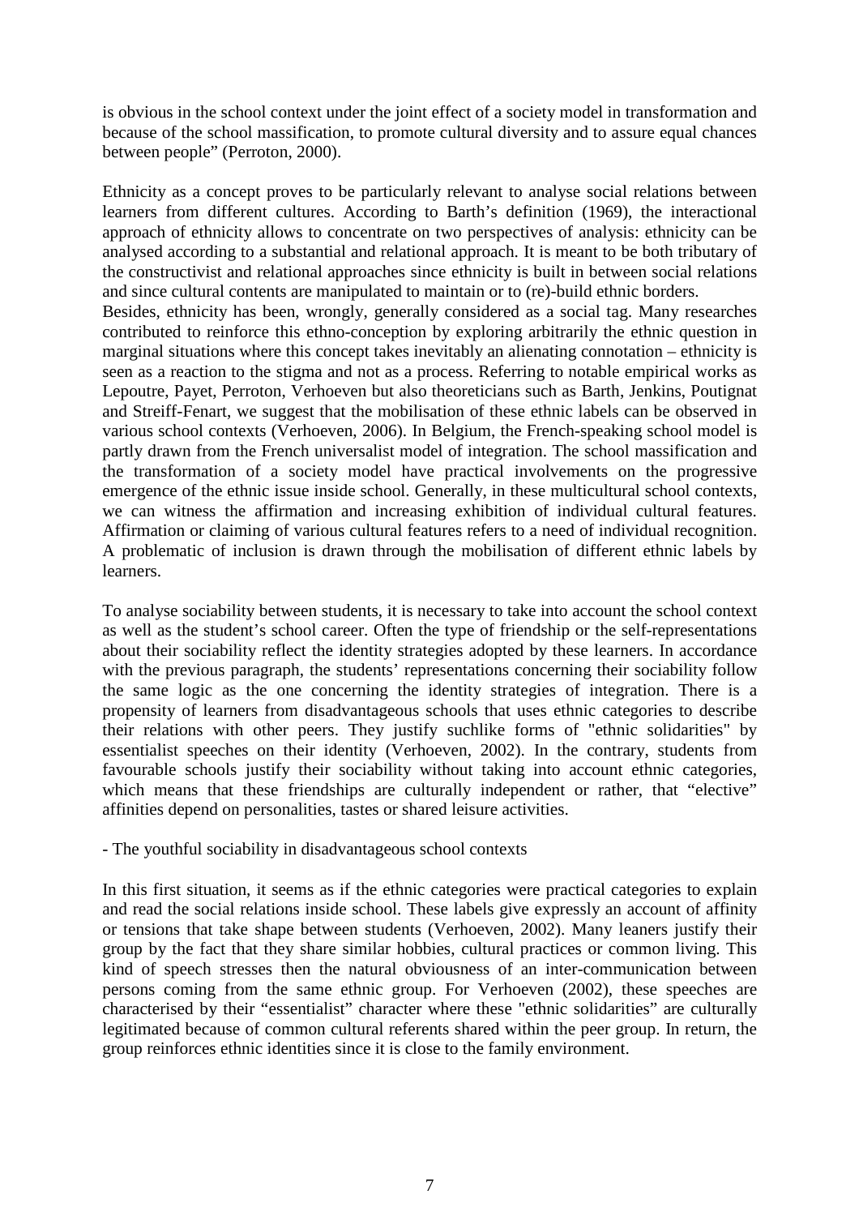is obvious in the school context under the joint effect of a society model in transformation and because of the school massification, to promote cultural diversity and to assure equal chances between people" (Perroton, 2000).

Ethnicity as a concept proves to be particularly relevant to analyse social relations between learners from different cultures. According to Barth's definition (1969), the interactional approach of ethnicity allows to concentrate on two perspectives of analysis: ethnicity can be analysed according to a substantial and relational approach. It is meant to be both tributary of the constructivist and relational approaches since ethnicity is built in between social relations and since cultural contents are manipulated to maintain or to (re)-build ethnic borders.
Besides, ethnicity has been, wrongly, generally considered as a social tag. Many researches contributed to reinforce this ethno-conception by exploring arbitrarily the ethnic question in marginal situations where this concept takes inevitably an alienating connotation – ethnicity is seen as a reaction to the stigma and not as a process. Referring to notable empirical works as Lepoutre, Payet, Perroton, Verhoeven but also theoreticians such as Barth, Jenkins, Poutignat and Streiff-Fenart, we suggest that the mobilisation of these ethnic labels can be observed in various school contexts (Verhoeven, 2006). In Belgium, the French-speaking school model is partly drawn from the French universalist model of integration. The school massification and the transformation of a society model have practical involvements on the progressive emergence of the ethnic issue inside school. Generally, in these multicultural school contexts, we can witness the affirmation and increasing exhibition of individual cultural features. Affirmation or claiming of various cultural features refers to a need of individual recognition. A problematic of inclusion is drawn through the mobilisation of different ethnic labels by learners.

To analyse sociability between students, it is necessary to take into account the school context as well as the student's school career. Often the type of friendship or the self-representations about their sociability reflect the identity strategies adopted by these learners. In accordance with the previous paragraph, the students' representations concerning their sociability follow the same logic as the one concerning the identity strategies of integration. There is a propensity of learners from disadvantageous schools that uses ethnic categories to describe their relations with other peers. They justify suchlike forms of "ethnic solidarities" by essentialist speeches on their identity (Verhoeven, 2002). In the contrary, students from favourable schools justify their sociability without taking into account ethnic categories, which means that these friendships are culturally independent or rather, that "elective" affinities depend on personalities, tastes or shared leisure activities.

- The youthful sociability in disadvantageous school contexts

In this first situation, it seems as if the ethnic categories were practical categories to explain and read the social relations inside school. These labels give expressly an account of affinity or tensions that take shape between students (Verhoeven, 2002). Many leaners justify their group by the fact that they share similar hobbies, cultural practices or common living. This kind of speech stresses then the natural obviousness of an inter-communication between persons coming from the same ethnic group. For Verhoeven (2002), these speeches are characterised by their "essentialist" character where these "ethnic solidarities" are culturally legitimated because of common cultural referents shared within the peer group. In return, the group reinforces ethnic identities since it is close to the family environment.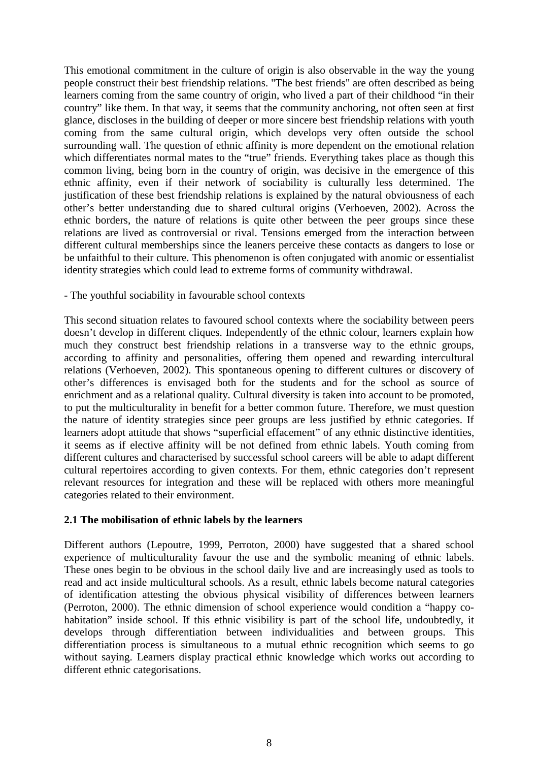This emotional commitment in the culture of origin is also observable in the way the young people construct their best friendship relations. "The best friends" are often described as being learners coming from the same country of origin, who lived a part of their childhood "in their country" like them. In that way, it seems that the community anchoring, not often seen at first glance, discloses in the building of deeper or more sincere best friendship relations with youth coming from the same cultural origin, which develops very often outside the school surrounding wall. The question of ethnic affinity is more dependent on the emotional relation which differentiates normal mates to the "true" friends. Everything takes place as though this common living, being born in the country of origin, was decisive in the emergence of this ethnic affinity, even if their network of sociability is culturally less determined. The justification of these best friendship relations is explained by the natural obviousness of each other's better understanding due to shared cultural origins (Verhoeven, 2002). Across the ethnic borders, the nature of relations is quite other between the peer groups since these relations are lived as controversial or rival. Tensions emerged from the interaction between different cultural memberships since the leaners perceive these contacts as dangers to lose or be unfaithful to their culture. This phenomenon is often conjugated with anomic or essentialist identity strategies which could lead to extreme forms of community withdrawal.

- The youthful sociability in favourable school contexts

This second situation relates to favoured school contexts where the sociability between peers doesn't develop in different cliques. Independently of the ethnic colour, learners explain how much they construct best friendship relations in a transverse way to the ethnic groups, according to affinity and personalities, offering them opened and rewarding intercultural relations (Verhoeven, 2002). This spontaneous opening to different cultures or discovery of other's differences is envisaged both for the students and for the school as source of enrichment and as a relational quality. Cultural diversity is taken into account to be promoted, to put the multiculturality in benefit for a better common future. Therefore, we must question the nature of identity strategies since peer groups are less justified by ethnic categories. If learners adopt attitude that shows "superficial effacement" of any ethnic distinctive identities, it seems as if elective affinity will be not defined from ethnic labels. Youth coming from different cultures and characterised by successful school careers will be able to adapt different cultural repertoires according to given contexts. For them, ethnic categories don't represent relevant resources for integration and these will be replaced with others more meaningful categories related to their environment.

**2.1 The mobilisation of ethnic labels by the learners**

Different authors (Lepoutre, 1999, Perroton, 2000) have suggested that a shared school experience of multiculturality favour the use and the symbolic meaning of ethnic labels. These ones begin to be obvious in the school daily live and are increasingly used as tools to read and act inside multicultural schools. As a result, ethnic labels become natural categories of identification attesting the obvious physical visibility of differences between learners (Perroton, 2000). The ethnic dimension of school experience would condition a "happy co-habitation" inside school. If this ethnic visibility is part of the school life, undoubtedly, it develops through differentiation between individualities and between groups. This differentiation process is simultaneous to a mutual ethnic recognition which seems to go without saying. Learners display practical ethnic knowledge which works out according to different ethnic categorisations.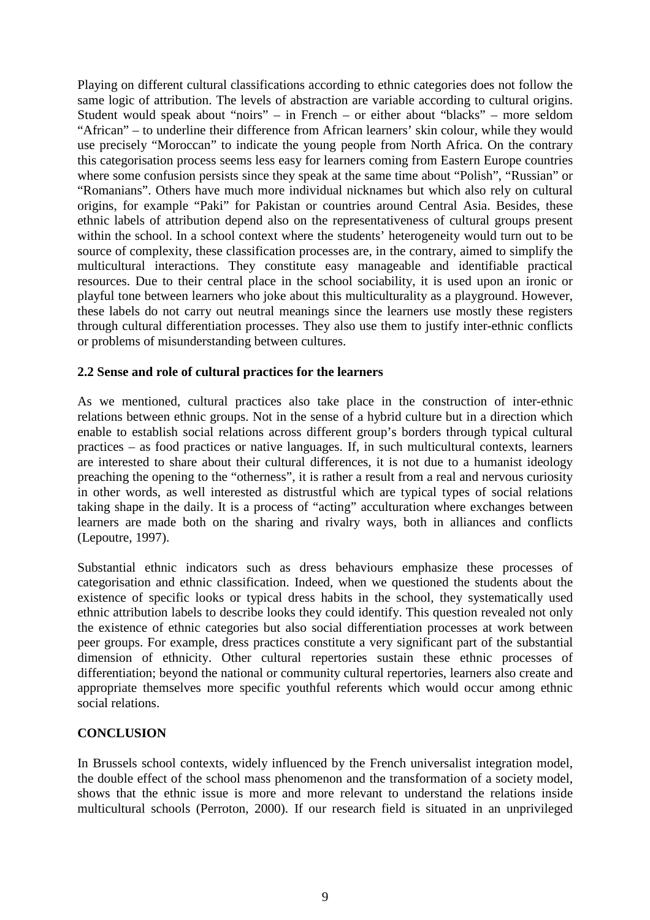Playing on different cultural classifications according to ethnic categories does not follow the same logic of attribution. The levels of abstraction are variable according to cultural origins. Student would speak about "noirs" – in French – or either about "blacks" – more seldom "African" – to underline their difference from African learners' skin colour, while they would use precisely "Moroccan" to indicate the young people from North Africa. On the contrary this categorisation process seems less easy for learners coming from Eastern Europe countries where some confusion persists since they speak at the same time about "Polish", "Russian" or "Romanians". Others have much more individual nicknames but which also rely on cultural origins, for example "Paki" for Pakistan or countries around Central Asia. Besides, these ethnic labels of attribution depend also on the representativeness of cultural groups present within the school. In a school context where the students' heterogeneity would turn out to be source of complexity, these classification processes are, in the contrary, aimed to simplify the multicultural interactions. They constitute easy manageable and identifiable practical resources. Due to their central place in the school sociability, it is used upon an ironic or playful tone between learners who joke about this multiculturality as a playground. However, these labels do not carry out neutral meanings since the learners use mostly these registers through cultural differentiation processes. They also use them to justify inter-ethnic conflicts or problems of misunderstanding between cultures.

### 2.2 Sense and role of cultural practices for the learners

As we mentioned, cultural practices also take place in the construction of inter-ethnic relations between ethnic groups. Not in the sense of a hybrid culture but in a direction which enable to establish social relations across different group's borders through typical cultural practices – as food practices or native languages. If, in such multicultural contexts, learners are interested to share about their cultural differences, it is not due to a humanist ideology preaching the opening to the "otherness", it is rather a result from a real and nervous curiosity in other words, as well interested as distrustful which are typical types of social relations taking shape in the daily. It is a process of "acting" acculturation where exchanges between learners are made both on the sharing and rivalry ways, both in alliances and conflicts (Lepoutre, 1997).

Substantial ethnic indicators such as dress behaviours emphasize these processes of categorisation and ethnic classification. Indeed, when we questioned the students about the existence of specific looks or typical dress habits in the school, they systematically used ethnic attribution labels to describe looks they could identify. This question revealed not only the existence of ethnic categories but also social differentiation processes at work between peer groups. For example, dress practices constitute a very significant part of the substantial dimension of ethnicity. Other cultural repertories sustain these ethnic processes of differentiation; beyond the national or community cultural repertories, learners also create and appropriate themselves more specific youthful referents which would occur among ethnic social relations.

## CONCLUSION

In Brussels school contexts, widely influenced by the French universalist integration model, the double effect of the school mass phenomenon and the transformation of a society model, shows that the ethnic issue is more and more relevant to understand the relations inside multicultural schools (Perroton, 2000). If our research field is situated in an unprivileged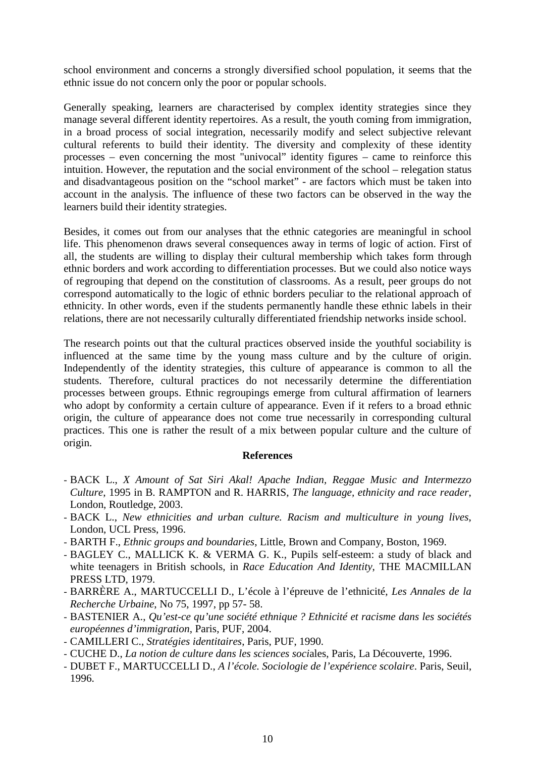school environment and concerns a strongly diversified school population, it seems that the ethnic issue do not concern only the poor or popular schools.

Generally speaking, learners are characterised by complex identity strategies since they manage several different identity repertoires. As a result, the youth coming from immigration, in a broad process of social integration, necessarily modify and select subjective relevant cultural referents to build their identity. The diversity and complexity of these identity processes – even concerning the most "univocal" identity figures – came to reinforce this intuition. However, the reputation and the social environment of the school – relegation status and disadvantageous position on the "school market" - are factors which must be taken into account in the analysis. The influence of these two factors can be observed in the way the learners build their identity strategies.

Besides, it comes out from our analyses that the ethnic categories are meaningful in school life. This phenomenon draws several consequences away in terms of logic of action. First of all, the students are willing to display their cultural membership which takes form through ethnic borders and work according to differentiation processes. But we could also notice ways of regrouping that depend on the constitution of classrooms. As a result, peer groups do not correspond automatically to the logic of ethnic borders peculiar to the relational approach of ethnicity. In other words, even if the students permanently handle these ethnic labels in their relations, there are not necessarily culturally differentiated friendship networks inside school.

The research points out that the cultural practices observed inside the youthful sociability is influenced at the same time by the young mass culture and by the culture of origin. Independently of the identity strategies, this culture of appearance is common to all the students. Therefore, cultural practices do not necessarily determine the differentiation processes between groups. Ethnic regroupings emerge from cultural affirmation of learners who adopt by conformity a certain culture of appearance. Even if it refers to a broad ethnic origin, the culture of appearance does not come true necessarily in corresponding cultural practices. This one is rather the result of a mix between popular culture and the culture of origin.

**References**

- BACK L., *X Amount of Sat Siri Akal! Apache Indian, Reggae Music and Intermezzo Culture*, 1995 in B. RAMPTON and R. HARRIS, *The language, ethnicity and race reader*, London, Routledge, 2003.
- BACK L., *New ethnicities and urban culture. Racism and multiculture in young lives*, London, UCL Press, 1996.
- BARTH F., *Ethnic groups and boundaries*, Little, Brown and Company, Boston, 1969.
- BAGLEY C., MALLICK K. & VERMA G. K., Pupils self-esteem: a study of black and white teenagers in British schools, in *Race Education And Identity*, THE MACMILLAN PRESS LTD, 1979.
- BARRÈRE A., MARTUCCELLI D., L'école à l'épreuve de l'ethnicité, *Les Annales de la Recherche Urbaine*, No 75, 1997, pp 57- 58.
- BASTENIER A., *Qu'est-ce qu'une société ethnique ? Ethnicité et racisme dans les sociétés européennes d'immigration*, Paris, PUF, 2004.
- CAMILLERI C., *Stratégies identitaires*, Paris, PUF, 1990.
- CUCHE D., *La notion de culture dans les sciences soci*ales, Paris, La Découverte, 1996.
- DUBET F., MARTUCCELLI D., *A l'école. Sociologie de l'expérience scolaire*. Paris, Seuil, 1996.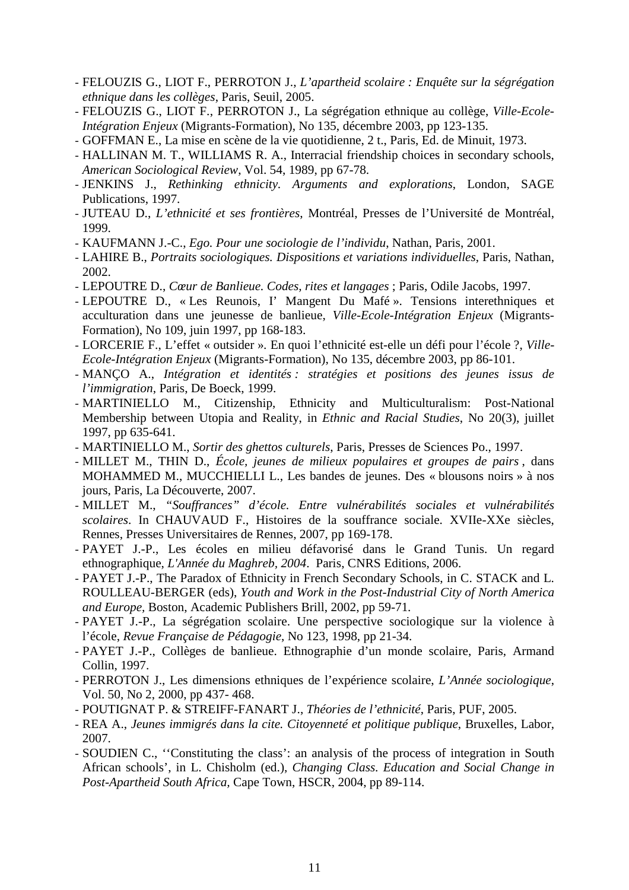- FELOUZIS G., LIOT F., PERROTON J., *L'apartheid scolaire : Enquête sur la ségrégation ethnique dans les collèges*, Paris, Seuil, 2005.
- FELOUZIS G., LIOT F., PERROTON J., La ségrégation ethnique au collège, *Ville-Ecole-Intégration Enjeux* (Migrants-Formation), No 135, décembre 2003, pp 123-135.
- GOFFMAN E., La mise en scène de la vie quotidienne, 2 t., Paris, Ed. de Minuit, 1973.
- HALLINAN M. T., WILLIAMS R. A., Interracial friendship choices in secondary schools, *American Sociological Review*, Vol. 54, 1989, pp 67-78.
- JENKINS J., *Rethinking ethnicity. Arguments and explorations*, London, SAGE Publications, 1997.
- JUTEAU D., *L'ethnicité et ses frontières*, Montréal, Presses de l'Université de Montréal, 1999.
- KAUFMANN J.-C., *Ego. Pour une sociologie de l'individu*, Nathan, Paris, 2001.
- LAHIRE B., *Portraits sociologiques. Dispositions et variations individuelles*, Paris, Nathan, 2002.
- LEPOUTRE D., *Cœur de Banlieue. Codes, rites et langages* ; Paris, Odile Jacobs, 1997.
- LEPOUTRE D., « Les Reunois, I' Mangent Du Mafé ». Tensions interethniques et acculturation dans une jeunesse de banlieue, *Ville-Ecole-Intégration Enjeux* (Migrants-Formation), No 109, juin 1997, pp 168-183.
- LORCERIE F., L'effet « outsider ». En quoi l'ethnicité est-elle un défi pour l'école ?, *Ville-Ecole-Intégration Enjeux* (Migrants-Formation), No 135, décembre 2003, pp 86-101.
- MANÇO A., *Intégration et identités : stratégies et positions des jeunes issus de l'immigration*, Paris, De Boeck, 1999.
- MARTINIELLO M., Citizenship, Ethnicity and Multiculturalism: Post-National Membership between Utopia and Reality, in *Ethnic and Racial Studies*, No 20(3), juillet 1997, pp 635-641.
- MARTINIELLO M., *Sortir des ghettos culturels*, Paris, Presses de Sciences Po., 1997.
- MILLET M., THIN D., *École, jeunes de milieux populaires et groupes de pairs* , dans MOHAMMED M., MUCCHIELLI L., Les bandes de jeunes. Des « blousons noirs » à nos jours, Paris, La Découverte, 2007.
- MILLET M., *"Souffrances" d'école. Entre vulnérabilités sociales et vulnérabilités scolaires*. In CHAUVAUD F., Histoires de la souffrance sociale. XVIIe-XXe siècles, Rennes, Presses Universitaires de Rennes, 2007, pp 169-178.
- PAYET J.-P., Les écoles en milieu défavorisé dans le Grand Tunis. Un regard ethnographique, *L'Année du Maghreb, 2004*. Paris, CNRS Editions, 2006.
- PAYET J.-P., The Paradox of Ethnicity in French Secondary Schools, in C. STACK and L. ROULLEAU-BERGER (eds), *Youth and Work in the Post-Industrial City of North America and Europe*, Boston, Academic Publishers Brill, 2002, pp 59-71.
- PAYET J.-P., La ségrégation scolaire. Une perspective sociologique sur la violence à l'école, *Revue Française de Pédagogie*, No 123, 1998, pp 21-34.
- PAYET J.-P., Collèges de banlieue. Ethnographie d'un monde scolaire, Paris, Armand Collin, 1997.
- PERROTON J., Les dimensions ethniques de l'expérience scolaire, *L'Année sociologique*, Vol. 50, No 2, 2000, pp 437- 468.
- POUTIGNAT P. & STREIFF-FANART J., *Théories de l'ethnicité*, Paris, PUF, 2005.
- REA A., *Jeunes immigrés dans la cité. Citoyenneté et politique publique*, Bruxelles, Labor, 2007.
- SOUDIEN C., ''Constituting the class': an analysis of the process of integration in South African schools', in L. Chisholm (ed.), *Changing Class. Education and Social Change in Post-Apartheid South Africa*, Cape Town, HSCR, 2004, pp 89-114.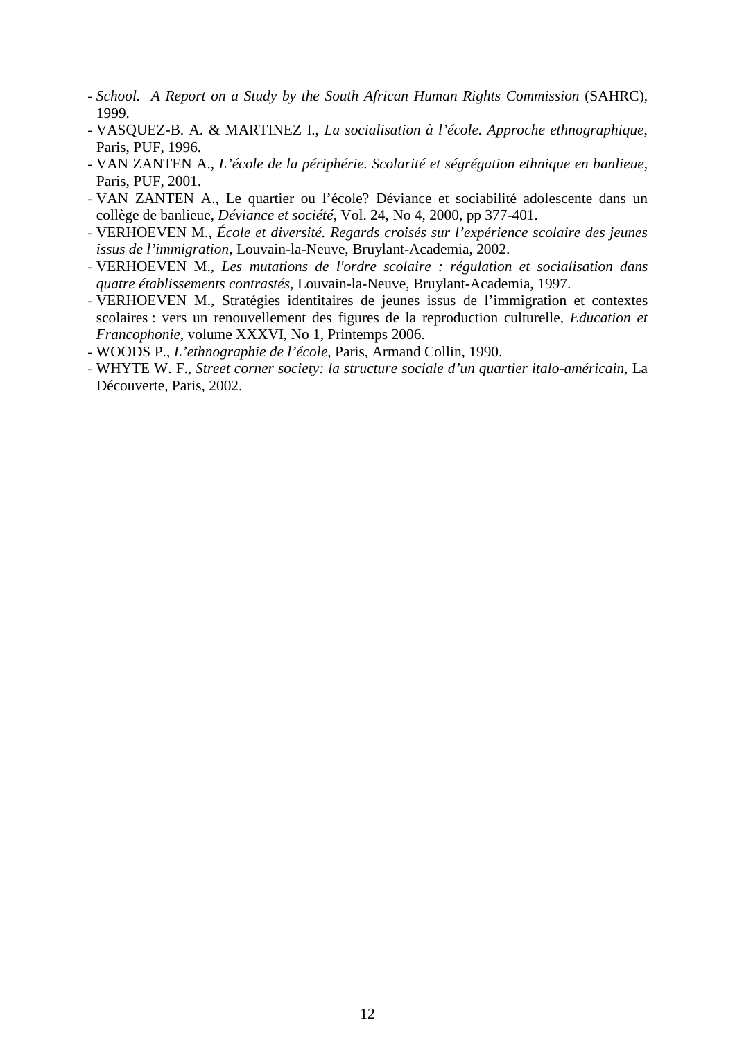- *School. A Report on a Study by the South African Human Rights Commission* (SAHRC), 1999.
- VASQUEZ-B. A. & MARTINEZ I., *La socialisation à l'école. Approche ethnographique*, Paris, PUF, 1996.
- VAN ZANTEN A., *L'école de la périphérie. Scolarité et ségrégation ethnique en banlieue*, Paris, PUF, 2001.
- VAN ZANTEN A., Le quartier ou l'école? Déviance et sociabilité adolescente dans un collège de banlieue, *Déviance et société*, Vol. 24, No 4, 2000, pp 377-401.
- VERHOEVEN M., *École et diversité. Regards croisés sur l'expérience scolaire des jeunes issus de l'immigration*, Louvain-la-Neuve, Bruylant-Academia, 2002.
- VERHOEVEN M., *Les mutations de l'ordre scolaire : régulation et socialisation dans quatre établissements contrastés*, Louvain-la-Neuve, Bruylant-Academia, 1997.
- VERHOEVEN M., Stratégies identitaires de jeunes issus de l'immigration et contextes scolaires : vers un renouvellement des figures de la reproduction culturelle, *Education et Francophonie*, volume XXXVI, No 1, Printemps 2006.
- WOODS P., *L'ethnographie de l'école*, Paris, Armand Collin, 1990.
- WHYTE W. F., *Street corner society: la structure sociale d'un quartier italo-américain*, La Découverte, Paris, 2002.